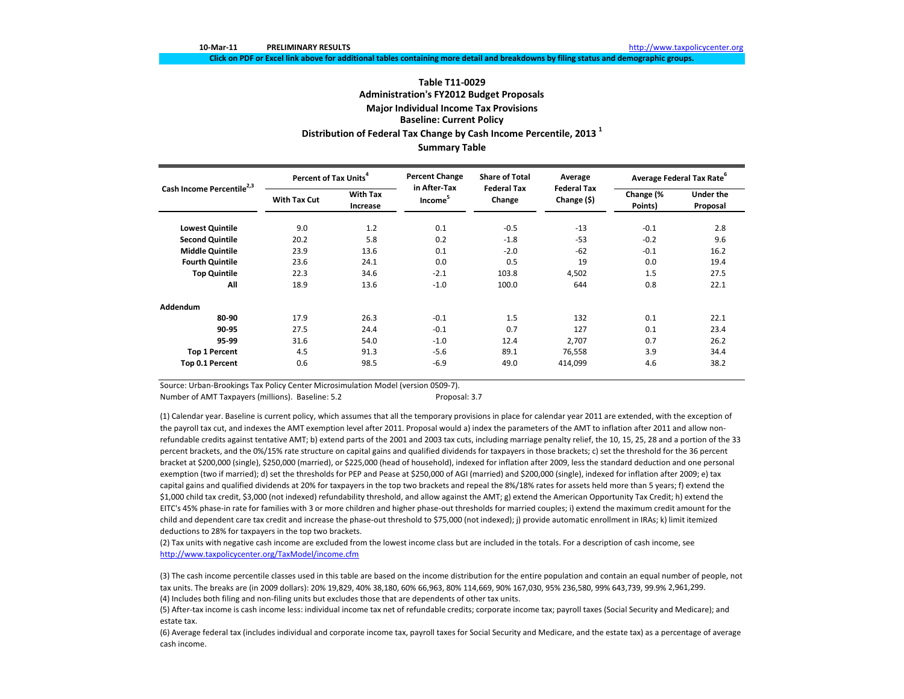10-Mar-11 **PRELIMINARY RESULTS** http://www.taxpolicycenter.org

**Click on PDF or Excel link above for additional tables containing more detail and breakdowns by filing status and demographic groups.**

## Table T11-0029
### Administration's FY2012 Budget Proposals
### Major Individual Income Tax Provisions
### Baseline: Current Policy
### Distribution of Federal Tax Change by Cash Income Percentile, 2013 [1]
### Summary Table

| Cash Income Percentile[2,3] | Percent of Tax Units[4] | | Percent Change in After-Tax Income[5] | Share of Total Federal Tax Change | Average Federal Tax Change ($) | Average Federal Tax Rate[6] | |
|---|---|---|---|---|---|---|---|
| | With Tax Cut | With Tax Increase | | | | Change (% Points) | Under the Proposal |
| **Lowest Quintile** | 9.0 | 1.2 | 0.1 | -0.5 | -13 | -0.1 | 2.8 |
| **Second Quintile** | 20.2 | 5.8 | 0.2 | -1.8 | -53 | -0.2 | 9.6 |
| **Middle Quintile** | 23.9 | 13.6 | 0.1 | -2.0 | -62 | -0.1 | 16.2 |
| **Fourth Quintile** | 23.6 | 24.1 | 0.0 | 0.5 | 19 | 0.0 | 19.4 |
| **Top Quintile** | 22.3 | 34.6 | -2.1 | 103.8 | 4,502 | 1.5 | 27.5 |
| **All** | 18.9 | 13.6 | -1.0 | 100.0 | 644 | 0.8 | 22.1 |
| **Addendum** | | | | | | | |
| **80-90** | 17.9 | 26.3 | -0.1 | 1.5 | 132 | 0.1 | 22.1 |
| **90-95** | 27.5 | 24.4 | -0.1 | 0.7 | 127 | 0.1 | 23.4 |
| **95-99** | 31.6 | 54.0 | -1.0 | 12.4 | 2,707 | 0.7 | 26.2 |
| **Top 1 Percent** | 4.5 | 91.3 | -5.6 | 89.1 | 76,558 | 3.9 | 34.4 |
| **Top 0.1 Percent** | 0.6 | 98.5 | -6.9 | 49.0 | 414,099 | 4.6 | 38.2 |

Source: Urban-Brookings Tax Policy Center Microsimulation Model (version 0509-7).

Number of AMT Taxpayers (millions). Baseline: 5.2 Proposal: 3.7

(1) Calendar year. Baseline is current policy, which assumes that all the temporary provisions in place for calendar year 2011 are extended, with the exception of the payroll tax cut, and indexes the AMT exemption level after 2011. Proposal would a) index the parameters of the AMT to inflation after 2011 and allow non-refundable credits against tentative AMT; b) extend parts of the 2001 and 2003 tax cuts, including marriage penalty relief, the 10, 15, 25, 28 and a portion of the 33 percent brackets, and the 0%/15% rate structure on capital gains and qualified dividends for taxpayers in those brackets; c) set the threshold for the 36 percent bracket at $200,000 (single), $250,000 (married), or $225,000 (head of household), indexed for inflation after 2009, less the standard deduction and one personal exemption (two if married); d) set the thresholds for PEP and Pease at $250,000 of AGI (married) and $200,000 (single), indexed for inflation after 2009; e) tax capital gains and qualified dividends at 20% for taxpayers in the top two brackets and repeal the 8%/18% rates for assets held more than 5 years; f) extend the $1,000 child tax credit, $3,000 (not indexed) refundability threshold, and allow against the AMT; g) extend the American Opportunity Tax Credit; h) extend the EITC's 45% phase-in rate for families with 3 or more children and higher phase-out thresholds for married couples; i) extend the maximum credit amount for the child and dependent care tax credit and increase the phase-out threshold to $75,000 (not indexed); j) provide automatic enrollment in IRAs; k) limit itemized deductions to 28% for taxpayers in the top two brackets.

(2) Tax units with negative cash income are excluded from the lowest income class but are included in the totals. For a description of cash income, see http://www.taxpolicycenter.org/TaxModel/income.cfm

(3) The cash income percentile classes used in this table are based on the income distribution for the entire population and contain an equal number of people, not tax units. The breaks are (in 2009 dollars): 20% 19,829, 40% 38,180, 60% 66,963, 80% 114,669, 90% 167,030, 95% 236,580, 99% 643,739, 99.9% 2,961,299.

(4) Includes both filing and non-filing units but excludes those that are dependents of other tax units.

(5) After-tax income is cash income less: individual income tax net of refundable credits; corporate income tax; payroll taxes (Social Security and Medicare); and estate tax.

(6) Average federal tax (includes individual and corporate income tax, payroll taxes for Social Security and Medicare, and the estate tax) as a percentage of average cash income.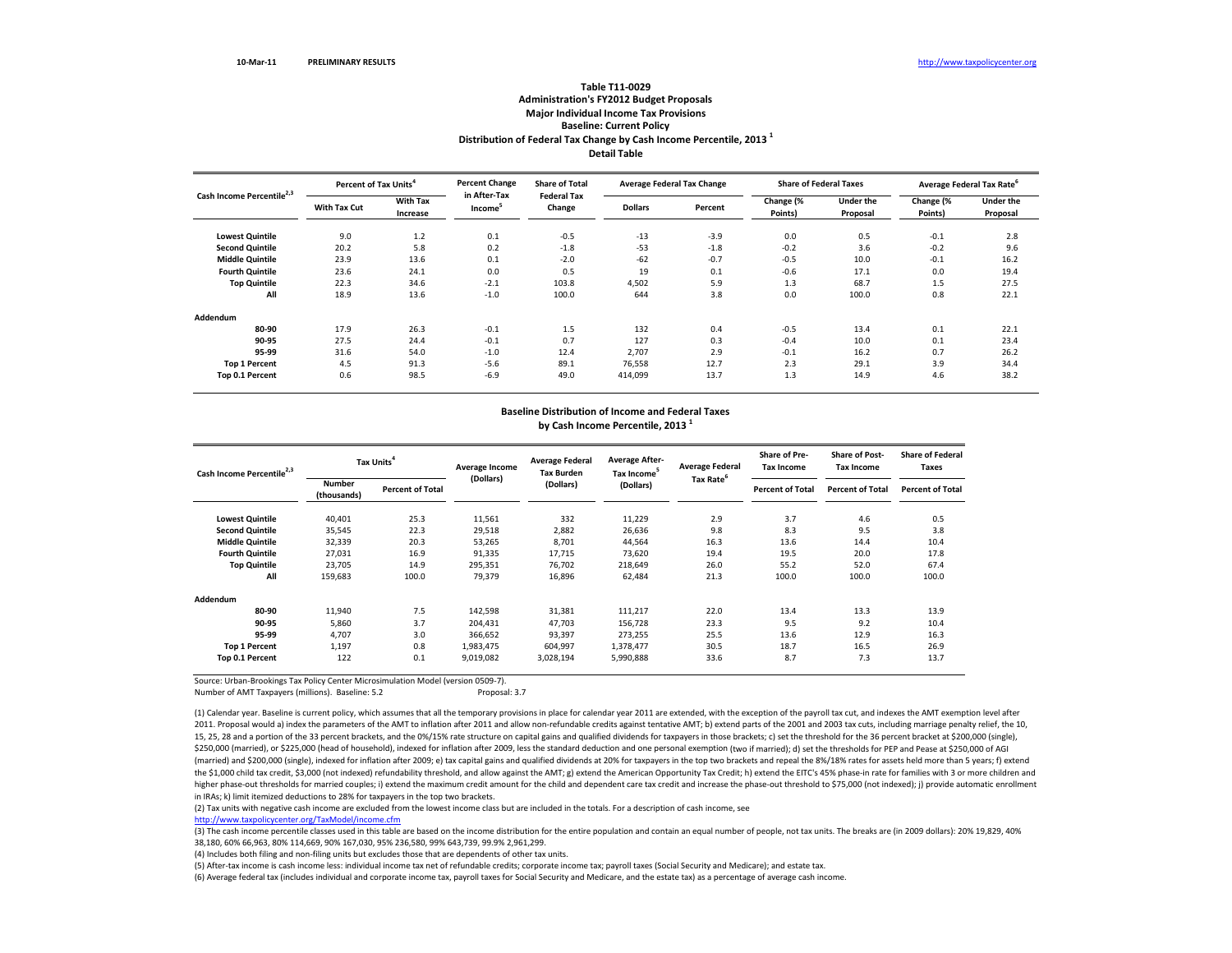10-Mar-11 **PRELIMINARY RESULTS** http://www.taxpolicycenter.org

**Table T11-0029**
**Administration's FY2012 Budget Proposals**
**Major Individual Income Tax Provisions**
**Baseline: Current Policy**
**Distribution of Federal Tax Change by Cash Income Percentile, 2013 [1]**
**Detail Table**

| Cash Income Percentile[2,3] | Percent of Tax Units[4] | | Percent Change in After-Tax Income[5] | Share of Total Federal Tax Change | Average Federal Tax Change | | Share of Federal Taxes | | Average Federal Tax Rate[6] | |
|---|---|---|---|---|---|---|---|---|---|---|
| | With Tax Cut | With Tax Increase | | | Dollars | Percent | Change (% Points) | Under the Proposal | Change (% Points) | Under the Proposal |
| **Lowest Quintile** | 9.0 | 1.2 | 0.1 | -0.5 | -13 | -3.9 | 0.0 | 0.5 | -0.1 | 2.8 |
| **Second Quintile** | 20.2 | 5.8 | 0.2 | -1.8 | -53 | -1.8 | -0.2 | 3.6 | -0.2 | 9.6 |
| **Middle Quintile** | 23.9 | 13.6 | 0.1 | -2.0 | -62 | -0.7 | -0.5 | 10.0 | -0.1 | 16.2 |
| **Fourth Quintile** | 23.6 | 24.1 | 0.0 | 0.5 | 19 | 0.1 | -0.6 | 17.1 | 0.0 | 19.4 |
| **Top Quintile** | 22.3 | 34.6 | -2.1 | 103.8 | 4,502 | 5.9 | 1.3 | 68.7 | 1.5 | 27.5 |
| **All** | 18.9 | 13.6 | -1.0 | 100.0 | 644 | 3.8 | 0.0 | 100.0 | 0.8 | 22.1 |
| **Addendum** | | | | | | | | | | |
| **80-90** | 17.9 | 26.3 | -0.1 | 1.5 | 132 | 0.4 | -0.5 | 13.4 | 0.1 | 22.1 |
| **90-95** | 27.5 | 24.4 | -0.1 | 0.7 | 127 | 0.3 | -0.4 | 10.0 | 0.1 | 23.4 |
| **95-99** | 31.6 | 54.0 | -1.0 | 12.4 | 2,707 | 2.9 | -0.1 | 16.2 | 0.7 | 26.2 |
| **Top 1 Percent** | 4.5 | 91.3 | -5.6 | 89.1 | 76,558 | 12.7 | 2.3 | 29.1 | 3.9 | 34.4 |
| **Top 0.1 Percent** | 0.6 | 98.5 | -6.9 | 49.0 | 414,099 | 13.7 | 1.3 | 14.9 | 4.6 | 38.2 |

**Baseline Distribution of Income and Federal Taxes**
**by Cash Income Percentile, 2013 [1]**

| Cash Income Percentile[2,3] | Tax Units[4] | | Average Income (Dollars) | Average Federal Tax Burden (Dollars) | Average After-Tax Income[5] (Dollars) | Average Federal Tax Rate[6] | Share of Pre-Tax Income | Share of Post-Tax Income | Share of Federal Taxes |
|---|---|---|---|---|---|---|---|---|---|
| | Number (thousands) | Percent of Total | | | | | Percent of Total | Percent of Total | Percent of Total |
| **Lowest Quintile** | 40,401 | 25.3 | 11,561 | 332 | 11,229 | 2.9 | 3.7 | 4.6 | 0.5 |
| **Second Quintile** | 35,545 | 22.3 | 29,518 | 2,882 | 26,636 | 9.8 | 8.3 | 9.5 | 3.8 |
| **Middle Quintile** | 32,339 | 20.3 | 53,265 | 8,701 | 44,564 | 16.3 | 13.6 | 14.4 | 10.4 |
| **Fourth Quintile** | 27,031 | 16.9 | 91,335 | 17,715 | 73,620 | 19.4 | 19.5 | 20.0 | 17.8 |
| **Top Quintile** | 23,705 | 14.9 | 295,351 | 76,702 | 218,649 | 26.0 | 55.2 | 52.0 | 67.4 |
| **All** | 159,683 | 100.0 | 79,379 | 16,896 | 62,484 | 21.3 | 100.0 | 100.0 | 100.0 |
| **Addendum** | | | | | | | | | |
| **80-90** | 11,940 | 7.5 | 142,598 | 31,381 | 111,217 | 22.0 | 13.4 | 13.3 | 13.9 |
| **90-95** | 5,860 | 3.7 | 204,431 | 47,703 | 156,728 | 23.3 | 9.5 | 9.2 | 10.4 |
| **95-99** | 4,707 | 3.0 | 366,652 | 93,397 | 273,255 | 25.5 | 13.6 | 12.9 | 16.3 |
| **Top 1 Percent** | 1,197 | 0.8 | 1,983,475 | 604,997 | 1,378,477 | 30.5 | 18.7 | 16.5 | 26.9 |
| **Top 0.1 Percent** | 122 | 0.1 | 9,019,082 | 3,028,194 | 5,990,888 | 33.6 | 8.7 | 7.3 | 13.7 |

Source: Urban-Brookings Tax Policy Center Microsimulation Model (version 0509-7).
Number of AMT Taxpayers (millions). Baseline: 5.2 Proposal: 3.7

(1) Calendar year. Baseline is current policy, which assumes that all the temporary provisions in place for calendar year 2011 are extended, with the exception of the payroll tax cut, and indexes the AMT exemption level after 2011. Proposal would a) index the parameters of the AMT to inflation after 2011 and allow non-refundable credits against tentative AMT; b) extend parts of the 2001 and 2003 tax cuts, including marriage penalty relief, the 10, 15, 25, 28 and a portion of the 33 percent brackets, and the 0%/15% rate structure on capital gains and qualified dividends for taxpayers in those brackets; c) set the threshold for the 36 percent bracket at $200,000 (single), $250,000 (married), or $225,000 (head of household), indexed for inflation after 2009, less the standard deduction and one personal exemption (two if married); d) set the thresholds for PEP and Pease at $250,000 of AGI (married) and $200,000 (single), indexed for inflation after 2009; e) tax capital gains and qualified dividends at 20% for taxpayers in the top two brackets and repeal the 8%/18% rates for assets held more than 5 years; f) extend the $1,000 child tax credit, $3,000 (not indexed) refundability threshold, and allow against the AMT; g) extend the American Opportunity Tax Credit; h) extend the EITC's 45% phase-in rate for families with 3 or more children and higher phase-out thresholds for married couples; i) extend the maximum credit amount for the child and dependent care tax credit and increase the phase-out threshold to $75,000 (not indexed); j) provide automatic enrollment in IRAs; k) limit itemized deductions to 28% for taxpayers in the top two brackets.

(2) Tax units with negative cash income are excluded from the lowest income class but are included in the totals. For a description of cash income, see http://www.taxpolicycenter.org/TaxModel/income.cfm

(3) The cash income percentile classes used in this table are based on the income distribution for the entire population and contain an equal number of people, not tax units. The breaks are (in 2009 dollars): 20% 19,829, 40% 38,180, 60% 66,963, 80% 114,669, 90% 167,030, 95% 236,580, 99% 643,739, 99.9% 2,961,299.

(4) Includes both filing and non-filing units but excludes those that are dependents of other tax units.

(5) After-tax income is cash income less: individual income tax net of refundable credits; corporate income tax; payroll taxes (Social Security and Medicare); and estate tax.

(6) Average federal tax (includes individual and corporate income tax, payroll taxes for Social Security and Medicare, and the estate tax) as a percentage of average cash income.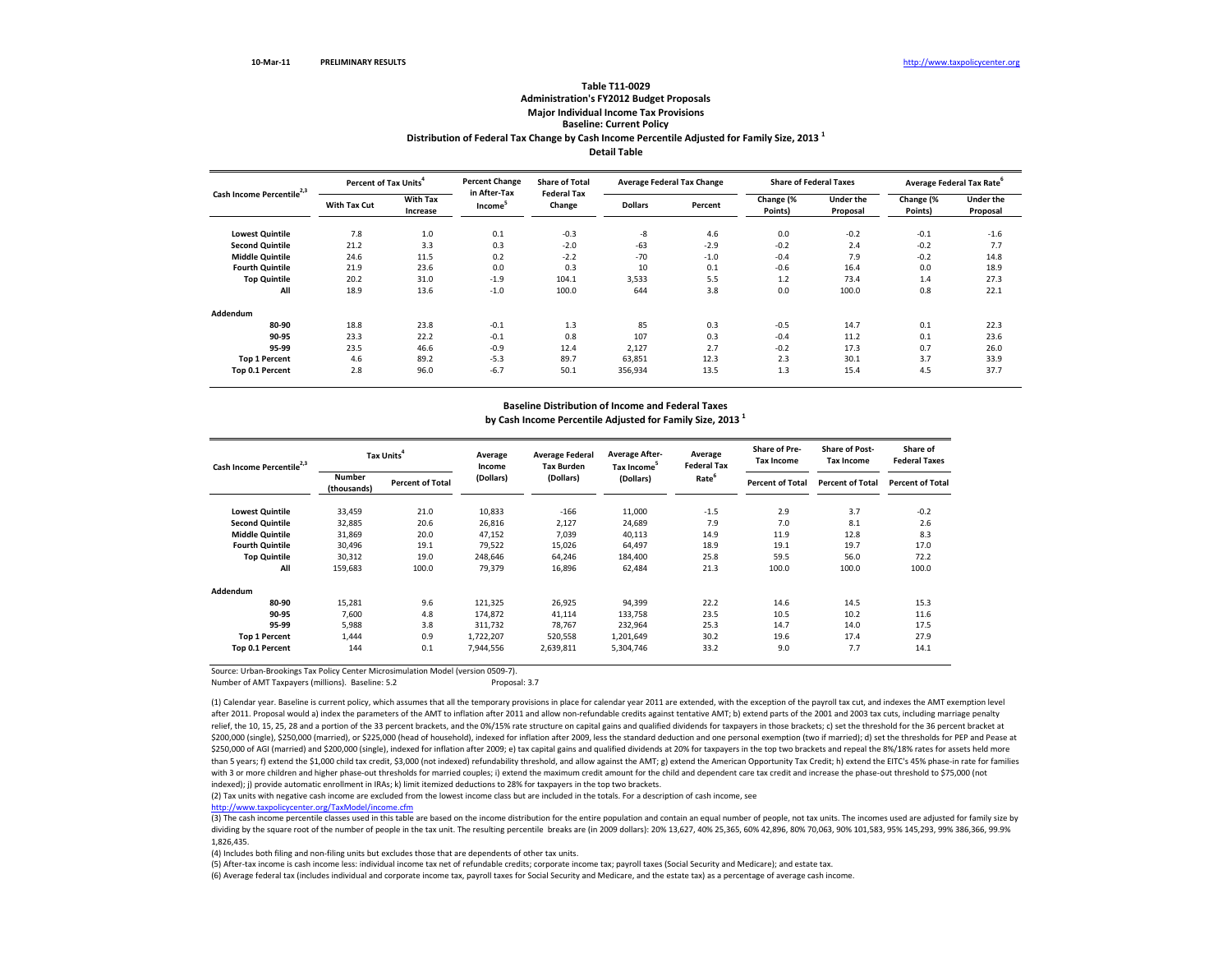10-Mar-11 PRELIMINARY RESULTS http://www.taxpolicycenter.org

## Table T11-0029
### Administration's FY2012 Budget Proposals
### Major Individual Income Tax Provisions
### Baseline: Current Policy
### Distribution of Federal Tax Change by Cash Income Percentile Adjusted for Family Size, 2013 [1]
### Detail Table

| Cash Income Percentile[2,3] | Percent of Tax Units[4] | | Percent Change in After-Tax Income[5] | Share of Total Federal Tax Change | Average Federal Tax Change | | Share of Federal Taxes | | Average Federal Tax Rate[6] | |
|---|---|---|---|---|---|---|---|---|---|---|
| | With Tax Cut | With Tax Increase | | | Dollars | Percent | Change (% Points) | Under the Proposal | Change (% Points) | Under the Proposal |
| Lowest Quintile | 7.8 | 1.0 | 0.1 | -0.3 | -8 | 4.6 | 0.0 | -0.2 | -0.1 | -1.6 |
| Second Quintile | 21.2 | 3.3 | 0.3 | -2.0 | -63 | -2.9 | -0.2 | 2.4 | -0.2 | 7.7 |
| Middle Quintile | 24.6 | 11.5 | 0.2 | -2.2 | -70 | -1.0 | -0.4 | 7.9 | -0.2 | 14.8 |
| Fourth Quintile | 21.9 | 23.6 | 0.0 | 0.3 | 10 | 0.1 | -0.6 | 16.4 | 0.0 | 18.9 |
| Top Quintile | 20.2 | 31.0 | -1.9 | 104.1 | 3,533 | 5.5 | 1.2 | 73.4 | 1.4 | 27.3 |
| All | 18.9 | 13.6 | -1.0 | 100.0 | 644 | 3.8 | 0.0 | 100.0 | 0.8 | 22.1 |
| **Addendum** | | | | | | | | | | |
| 80-90 | 18.8 | 23.8 | -0.1 | 1.3 | 85 | 0.3 | -0.5 | 14.7 | 0.1 | 22.3 |
| 90-95 | 23.3 | 22.2 | -0.1 | 0.8 | 107 | 0.3 | -0.4 | 11.2 | 0.1 | 23.6 |
| 95-99 | 23.5 | 46.6 | -0.9 | 12.4 | 2,127 | 2.7 | -0.2 | 17.3 | 0.7 | 26.0 |
| Top 1 Percent | 4.6 | 89.2 | -5.3 | 89.7 | 63,851 | 12.3 | 2.3 | 30.1 | 3.7 | 33.9 |
| Top 0.1 Percent | 2.8 | 96.0 | -6.7 | 50.1 | 356,934 | 13.5 | 1.3 | 15.4 | 4.5 | 37.7 |

### Baseline Distribution of Income and Federal Taxes by Cash Income Percentile Adjusted for Family Size, 2013 [1]

| Cash Income Percentile[2,3] | Tax Units[4] | | Average Income (Dollars) | Average Federal Tax Burden (Dollars) | Average After-Tax Income[5] (Dollars) | Average Federal Tax Rate[6] | Share of Pre-Tax Income | Share of Post-Tax Income | Share of Federal Taxes |
|---|---|---|---|---|---|---|---|---|---|
| | Number (thousands) | Percent of Total | | | | | Percent of Total | Percent of Total | Percent of Total |
| Lowest Quintile | 33,459 | 21.0 | 10,833 | -166 | 11,000 | -1.5 | 2.9 | 3.7 | -0.2 |
| Second Quintile | 32,885 | 20.6 | 26,816 | 2,127 | 24,689 | 7.9 | 7.0 | 8.1 | 2.6 |
| Middle Quintile | 31,869 | 20.0 | 47,152 | 7,039 | 40,113 | 14.9 | 11.9 | 12.8 | 8.3 |
| Fourth Quintile | 30,496 | 19.1 | 79,522 | 15,026 | 64,497 | 18.9 | 19.1 | 19.7 | 17.0 |
| Top Quintile | 30,312 | 19.0 | 248,646 | 64,246 | 184,400 | 25.8 | 59.5 | 56.0 | 72.2 |
| All | 159,683 | 100.0 | 79,379 | 16,896 | 62,484 | 21.3 | 100.0 | 100.0 | 100.0 |
| **Addendum** | | | | | | | | | |
| 80-90 | 15,281 | 9.6 | 121,325 | 26,925 | 94,399 | 22.2 | 14.6 | 14.5 | 15.3 |
| 90-95 | 7,600 | 4.8 | 174,872 | 41,114 | 133,758 | 23.5 | 10.5 | 10.2 | 11.6 |
| 95-99 | 5,988 | 3.8 | 311,732 | 78,767 | 232,964 | 25.3 | 14.7 | 14.0 | 17.5 |
| Top 1 Percent | 1,444 | 0.9 | 1,722,207 | 520,558 | 1,201,649 | 30.2 | 19.6 | 17.4 | 27.9 |
| Top 0.1 Percent | 144 | 0.1 | 7,944,556 | 2,639,811 | 5,304,746 | 33.2 | 9.0 | 7.7 | 14.1 |

Source: Urban-Brookings Tax Policy Center Microsimulation Model (version 0509-7).

Number of AMT Taxpayers (millions). Baseline: 5.2 Proposal: 3.7

(1) Calendar year. Baseline is current policy, which assumes that all the temporary provisions in place for calendar year 2011 are extended, with the exception of the payroll tax cut, and indexes the AMT exemption level after 2011. Proposal would a) index the parameters of the AMT to inflation after 2011 and allow non-refundable credits against tentative AMT; b) extend parts of the 2001 and 2003 tax cuts, including marriage penalty relief, the 10, 15, 25, 28 and a portion of the 33 percent brackets, and the 0%/15% rate structure on capital gains and qualified dividends for taxpayers in those brackets; c) set the threshold for the 36 percent bracket at $200,000 (single), $250,000 (married), or $225,000 (head of household), indexed for inflation after 2009, less the standard deduction and one personal exemption (two if married); d) set the thresholds for PEP and Pease at $250,000 of AGI (married) and $200,000 (single), indexed for inflation after 2009; e) tax capital gains and qualified dividends at 20% for taxpayers in the top two brackets and repeal the 8%/18% rates for assets held more than 5 years; f) extend the $1,000 child tax credit, $3,000 (not indexed) refundability threshold, and allow against the AMT; g) extend the American Opportunity Tax Credit; h) extend the EITC's 45% phase-in rate for families with 3 or more children and higher phase-out thresholds for married couples; i) extend the maximum credit amount for the child and dependent care tax credit and increase the phase-out threshold to $75,000 (not indexed); j) provide automatic enrollment in IRAs; k) limit itemized deductions to 28% for taxpayers in the top two brackets.

(2) Tax units with negative cash income are excluded from the lowest income class but are included in the totals. For a description of cash income, see http://www.taxpolicycenter.org/TaxModel/income.cfm

(3) The cash income percentile classes used in this table are based on the income distribution for the entire population and contain an equal number of people, not tax units. The incomes used are adjusted for family size by dividing by the square root of the number of people in the tax unit. The resulting percentile breaks are (in 2009 dollars): 20% 13,627, 40% 25,365, 60% 42,896, 80% 70,063, 90% 101,583, 95% 145,293, 99% 386,366, 99.9% 1,826,435.

(4) Includes both filing and non-filing units but excludes those that are dependents of other tax units.

(5) After-tax income is cash income less: individual income tax net of refundable credits; corporate income tax; payroll taxes (Social Security and Medicare); and estate tax.

(6) Average federal tax (includes individual and corporate income tax, payroll taxes for Social Security and Medicare, and the estate tax) as a percentage of average cash income.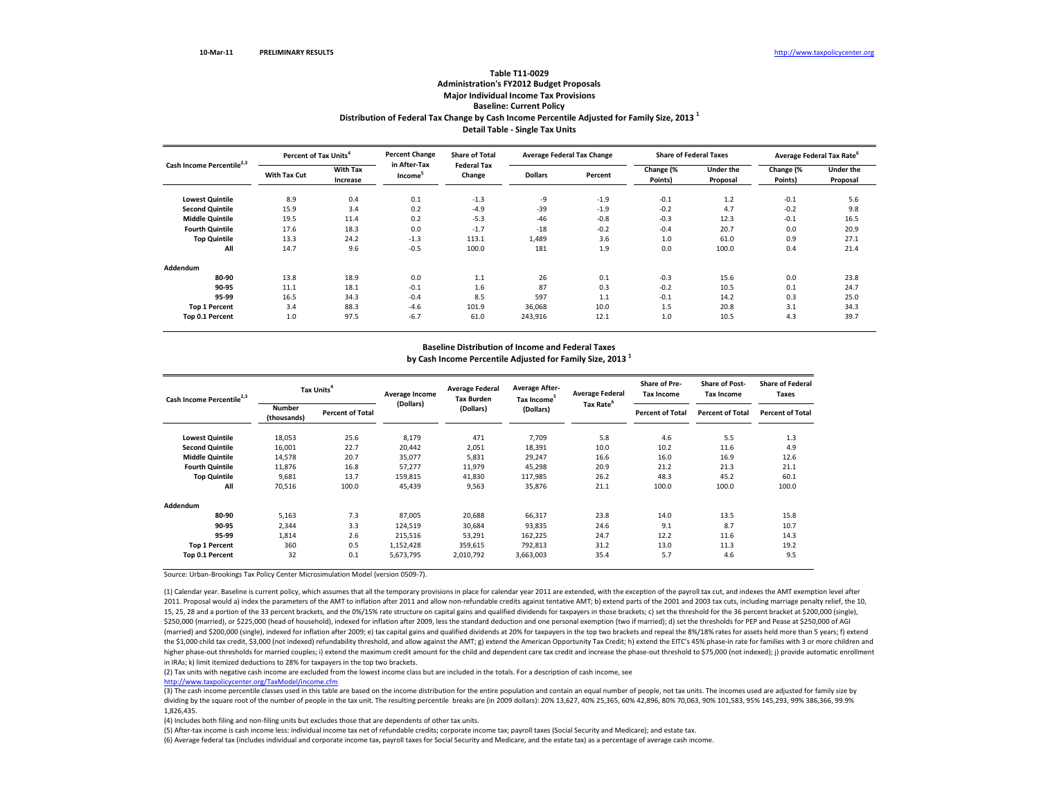10-Mar-11 **PRELIMINARY RESULTS** http://www.taxpolicycenter.org

### Table T11-0029
### Administration's FY2012 Budget Proposals
### Major Individual Income Tax Provisions
### Baseline: Current Policy
### Distribution of Federal Tax Change by Cash Income Percentile Adjusted for Family Size, 2013 [1]
### Detail Table - Single Tax Units

| Cash Income Percentile[2,3] | Percent of Tax Units[4] | | Percent Change in After-Tax Income[5] | Share of Total Federal Tax Change | Average Federal Tax Change | | Share of Federal Taxes | | Average Federal Tax Rate[6] | |
|---|---|---|---|---|---|---|---|---|---|---|
| | With Tax Cut | With Tax Increase | | | Dollars | Percent | Change (% Points) | Under the Proposal | Change (% Points) | Under the Proposal |
| Lowest Quintile | 8.9 | 0.4 | 0.1 | -1.3 | -9 | -1.9 | -0.1 | 1.2 | -0.1 | 5.6 |
| Second Quintile | 15.9 | 3.4 | 0.2 | -4.9 | -39 | -1.9 | -0.2 | 4.7 | -0.2 | 9.8 |
| Middle Quintile | 19.5 | 11.4 | 0.2 | -5.3 | -46 | -0.8 | -0.3 | 12.3 | -0.1 | 16.5 |
| Fourth Quintile | 17.6 | 18.3 | 0.0 | -1.7 | -18 | -0.2 | -0.4 | 20.7 | 0.0 | 20.9 |
| Top Quintile | 13.3 | 24.2 | -1.3 | 113.1 | 1,489 | 3.6 | 1.0 | 61.0 | 0.9 | 27.1 |
| All | 14.7 | 9.6 | -0.5 | 100.0 | 181 | 1.9 | 0.0 | 100.0 | 0.4 | 21.4 |
| **Addendum** | | | | | | | | | | |
| 80-90 | 13.8 | 18.9 | 0.0 | 1.1 | 26 | 0.1 | -0.3 | 15.6 | 0.0 | 23.8 |
| 90-95 | 11.1 | 18.1 | -0.1 | 1.6 | 87 | 0.3 | -0.2 | 10.5 | 0.1 | 24.7 |
| 95-99 | 16.5 | 34.3 | -0.4 | 8.5 | 597 | 1.1 | -0.1 | 14.2 | 0.3 | 25.0 |
| Top 1 Percent | 3.4 | 88.3 | -4.6 | 101.9 | 36,068 | 10.0 | 1.5 | 20.8 | 3.1 | 34.3 |
| Top 0.1 Percent | 1.0 | 97.5 | -6.7 | 61.0 | 243,916 | 12.1 | 1.0 | 10.5 | 4.3 | 39.7 |

### Baseline Distribution of Income and Federal Taxes by Cash Income Percentile Adjusted for Family Size, 2013 [1]

| Cash Income Percentile[2,3] | Tax Units[4] | | Average Income (Dollars) | Average Federal Tax Burden (Dollars) | Average After-Tax Income[5] (Dollars) | Average Federal Tax Rate[6] | Share of Pre-Tax Income | Share of Post-Tax Income | Share of Federal Taxes |
|---|---|---|---|---|---|---|---|---|---|
| | Number (thousands) | Percent of Total | | | | | Percent of Total | Percent of Total | Percent of Total |
| Lowest Quintile | 18,053 | 25.6 | 8,179 | 471 | 7,709 | 5.8 | 4.6 | 5.5 | 1.3 |
| Second Quintile | 16,001 | 22.7 | 20,442 | 2,051 | 18,391 | 10.0 | 10.2 | 11.6 | 4.9 |
| Middle Quintile | 14,578 | 20.7 | 35,077 | 5,831 | 29,247 | 16.6 | 16.0 | 16.9 | 12.6 |
| Fourth Quintile | 11,876 | 16.8 | 57,277 | 11,979 | 45,298 | 20.9 | 21.2 | 21.3 | 21.1 |
| Top Quintile | 9,681 | 13.7 | 159,815 | 41,830 | 117,985 | 26.2 | 48.3 | 45.2 | 60.1 |
| All | 70,516 | 100.0 | 45,439 | 9,563 | 35,876 | 21.1 | 100.0 | 100.0 | 100.0 |
| **Addendum** | | | | | | | | | |
| 80-90 | 5,163 | 7.3 | 87,005 | 20,688 | 66,317 | 23.8 | 14.0 | 13.5 | 15.8 |
| 90-95 | 2,344 | 3.3 | 124,519 | 30,684 | 93,835 | 24.6 | 9.1 | 8.7 | 10.7 |
| 95-99 | 1,814 | 2.6 | 215,516 | 53,291 | 162,225 | 24.7 | 12.2 | 11.6 | 14.3 |
| Top 1 Percent | 360 | 0.5 | 1,152,428 | 359,615 | 792,813 | 31.2 | 13.0 | 11.3 | 19.2 |
| Top 0.1 Percent | 32 | 0.1 | 5,673,795 | 2,010,792 | 3,663,003 | 35.4 | 5.7 | 4.6 | 9.5 |

Source: Urban-Brookings Tax Policy Center Microsimulation Model (version 0509-7).

(1) Calendar year. Baseline is current policy, which assumes that all the temporary provisions in place for calendar year 2011 are extended, with the exception of the payroll tax cut, and indexes the AMT exemption level after 2011. Proposal would a) index the parameters of the AMT to inflation after 2011 and allow non-refundable credits against tentative AMT; b) extend parts of the 2001 and 2003 tax cuts, including marriage penalty relief, the 10, 15, 25, 28 and a portion of the 33 percent brackets, and the 0%/15% rate structure on capital gains and qualified dividends for taxpayers in those brackets; c) set the threshold for the 36 percent bracket at $200,000 (single), $250,000 (married), or $225,000 (head of household), indexed for inflation after 2009, less the standard deduction and one personal exemption (two if married); d) set the thresholds for PEP and Pease at $250,000 of AGI (married) and $200,000 (single), indexed for inflation after 2009; e) tax capital gains and qualified dividends at 20% for taxpayers in the top two brackets and repeal the 8%/18% rates for assets held more than 5 years; f) extend the $1,000 child tax credit, $3,000 (not indexed) refundability threshold, and allow against the AMT; g) extend the American Opportunity Tax Credit; h) extend the EITC's 45% phase-in rate for families with 3 or more children and higher phase-out thresholds for married couples; i) extend the maximum credit amount for the child and dependent care tax credit and increase the phase-out threshold to $75,000 (not indexed); j) provide automatic enrollment in IRAs; k) limit itemized deductions to 28% for taxpayers in the top two brackets.

(2) Tax units with negative cash income are excluded from the lowest income class but are included in the totals. For a description of cash income, see http://www.taxpolicycenter.org/TaxModel/income.cfm

(3) The cash income percentile classes used in this table are based on the income distribution for the entire population and contain an equal number of people, not tax units. The incomes used are adjusted for family size by dividing by the square root of the number of people in the tax unit. The resulting percentile breaks are (in 2009 dollars): 20% 13,627, 40% 25,365, 60% 42,896, 80% 70,063, 90% 101,583, 95% 145,293, 99% 386,366, 99.9% 1,826,435.

(4) Includes both filing and non-filing units but excludes those that are dependents of other tax units.

(5) After-tax income is cash income less: individual income tax net of refundable credits; corporate income tax; payroll taxes (Social Security and Medicare); and estate tax.

(6) Average federal tax (includes individual and corporate income tax, payroll taxes for Social Security and Medicare, and the estate tax) as a percentage of average cash income.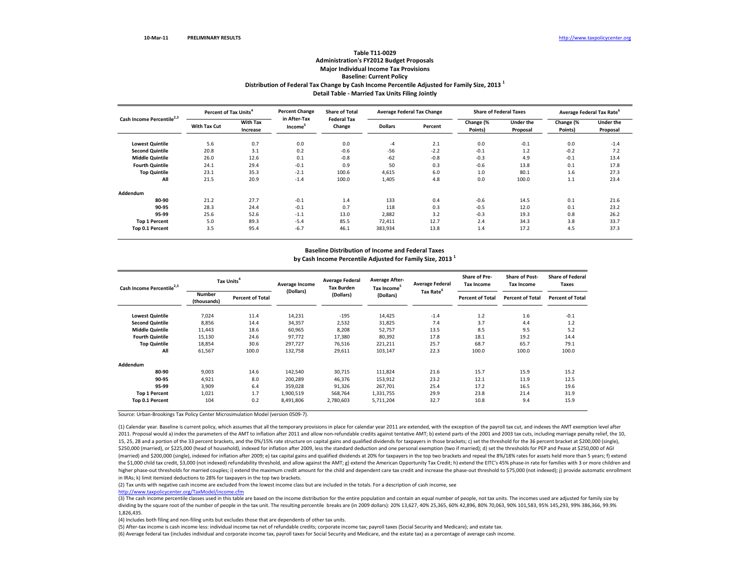10-Mar-11 PRELIMINARY RESULTS http://www.taxpolicycenter.org

## Table T11-0029
### Administration's FY2012 Budget Proposals
### Major Individual Income Tax Provisions
### Baseline: Current Policy
### Distribution of Federal Tax Change by Cash Income Percentile Adjusted for Family Size, 2013 [1]
### Detail Table - Married Tax Units Filing Jointly

| Cash Income Percentile[2,3] | Percent of Tax Units[4] | | Percent Change in After-Tax Income[5] | Share of Total Federal Tax Change | Average Federal Tax Change | | Share of Federal Taxes | | Average Federal Tax Rate[6] | |
|---|---|---|---|---|---|---|---|---|---|---|
| | With Tax Cut | With Tax Increase | | | Dollars | Percent | Change (% Points) | Under the Proposal | Change (% Points) | Under the Proposal |
| Lowest Quintile | 5.6 | 0.7 | 0.0 | 0.0 | -4 | 2.1 | 0.0 | -0.1 | 0.0 | -1.4 |
| Second Quintile | 20.8 | 3.1 | 0.2 | -0.6 | -56 | -2.2 | -0.1 | 1.2 | -0.2 | 7.2 |
| Middle Quintile | 26.0 | 12.6 | 0.1 | -0.8 | -62 | -0.8 | -0.3 | 4.9 | -0.1 | 13.4 |
| Fourth Quintile | 24.1 | 29.4 | -0.1 | 0.9 | 50 | 0.3 | -0.6 | 13.8 | 0.1 | 17.8 |
| Top Quintile | 23.1 | 35.3 | -2.1 | 100.6 | 4,615 | 6.0 | 1.0 | 80.1 | 1.6 | 27.3 |
| All | 21.5 | 20.9 | -1.4 | 100.0 | 1,405 | 4.8 | 0.0 | 100.0 | 1.1 | 23.4 |
| **Addendum** | | | | | | | | | | |
| 80-90 | 21.2 | 27.7 | -0.1 | 1.4 | 133 | 0.4 | -0.6 | 14.5 | 0.1 | 21.6 |
| 90-95 | 28.3 | 24.4 | -0.1 | 0.7 | 118 | 0.3 | -0.5 | 12.0 | 0.1 | 23.2 |
| 95-99 | 25.6 | 52.6 | -1.1 | 13.0 | 2,882 | 3.2 | -0.3 | 19.3 | 0.8 | 26.2 |
| Top 1 Percent | 5.0 | 89.3 | -5.4 | 85.5 | 72,411 | 12.7 | 2.4 | 34.3 | 3.8 | 33.7 |
| Top 0.1 Percent | 3.5 | 95.4 | -6.7 | 46.1 | 383,934 | 13.8 | 1.4 | 17.2 | 4.5 | 37.3 |

### Baseline Distribution of Income and Federal Taxes
### by Cash Income Percentile Adjusted for Family Size, 2013 [1]

| Cash Income Percentile[2,3] | Tax Units[4] | | Average Income (Dollars) | Average Federal Tax Burden (Dollars) | Average After-Tax Income[5] (Dollars) | Average Federal Tax Rate[6] | Share of Pre-Tax Income | Share of Post-Tax Income | Share of Federal Taxes |
|---|---|---|---|---|---|---|---|---|---|
| | Number (thousands) | Percent of Total | | | | | Percent of Total | Percent of Total | Percent of Total |
| Lowest Quintile | 7,024 | 11.4 | 14,231 | -195 | 14,425 | -1.4 | 1.2 | 1.6 | -0.1 |
| Second Quintile | 8,856 | 14.4 | 34,357 | 2,532 | 31,825 | 7.4 | 3.7 | 4.4 | 1.2 |
| Middle Quintile | 11,443 | 18.6 | 60,965 | 8,208 | 52,757 | 13.5 | 8.5 | 9.5 | 5.2 |
| Fourth Quintile | 15,130 | 24.6 | 97,772 | 17,380 | 80,392 | 17.8 | 18.1 | 19.2 | 14.4 |
| Top Quintile | 18,854 | 30.6 | 297,727 | 76,516 | 221,211 | 25.7 | 68.7 | 65.7 | 79.1 |
| All | 61,567 | 100.0 | 132,758 | 29,611 | 103,147 | 22.3 | 100.0 | 100.0 | 100.0 |
| **Addendum** | | | | | | | | | |
| 80-90 | 9,003 | 14.6 | 142,540 | 30,715 | 111,824 | 21.6 | 15.7 | 15.9 | 15.2 |
| 90-95 | 4,921 | 8.0 | 200,289 | 46,376 | 153,912 | 23.2 | 12.1 | 11.9 | 12.5 |
| 95-99 | 3,909 | 6.4 | 359,028 | 91,326 | 267,701 | 25.4 | 17.2 | 16.5 | 19.6 |
| Top 1 Percent | 1,021 | 1.7 | 1,900,519 | 568,764 | 1,331,755 | 29.9 | 23.8 | 21.4 | 31.9 |
| Top 0.1 Percent | 104 | 0.2 | 8,491,806 | 2,780,603 | 5,711,204 | 32.7 | 10.8 | 9.4 | 15.9 |

Source: Urban-Brookings Tax Policy Center Microsimulation Model (version 0509-7).

(1) Calendar year. Baseline is current policy, which assumes that all the temporary provisions in place for calendar year 2011 are extended, with the exception of the payroll tax cut, and indexes the AMT exemption level after 2011. Proposal would a) index the parameters of the AMT to inflation after 2011 and allow non-refundable credits against tentative AMT; b) extend parts of the 2001 and 2003 tax cuts, including marriage penalty relief, the 10, 15, 25, 28 and a portion of the 33 percent brackets, and the 0%/15% rate structure on capital gains and qualified dividends for taxpayers in those brackets; c) set the threshold for the 36 percent bracket at $200,000 (single), $250,000 (married), or $225,000 (head of household), indexed for inflation after 2009, less the standard deduction and one personal exemption (two if married); d) set the thresholds for PEP and Pease at $250,000 of AGI (married) and $200,000 (single), indexed for inflation after 2009; e) tax capital gains and qualified dividends at 20% for taxpayers in the top two brackets and repeal the 8%/18% rates for assets held more than 5 years; f) extend the $1,000 child tax credit, $3,000 (not indexed) refundability threshold, and allow against the AMT; g) extend the American Opportunity Tax Credit; h) extend the EITC's 45% phase-in rate for families with 3 or more children and higher phase-out thresholds for married couples; i) extend the maximum credit amount for the child and dependent care tax credit and increase the phase-out threshold to $75,000 (not indexed); j) provide automatic enrollment in IRAs; k) limit itemized deductions to 28% for taxpayers in the top two brackets.

(2) Tax units with negative cash income are excluded from the lowest income class but are included in the totals. For a description of cash income, see http://www.taxpolicycenter.org/TaxModel/income.cfm

(3) The cash income percentile classes used in this table are based on the income distribution for the entire population and contain an equal number of people, not tax units. The incomes used are adjusted for family size by dividing by the square root of the number of people in the tax unit. The resulting percentile breaks are (in 2009 dollars): 20% 13,627, 40% 25,365, 60% 42,896, 80% 70,063, 90% 101,583, 95% 145,293, 99% 386,366, 99.9% 1,826,435.

(4) Includes both filing and non-filing units but excludes those that are dependents of other tax units.

(5) After-tax income is cash income less: individual income tax net of refundable credits; corporate income tax; payroll taxes (Social Security and Medicare); and estate tax.

(6) Average federal tax (includes individual and corporate income tax, payroll taxes for Social Security and Medicare, and the estate tax) as a percentage of average cash income.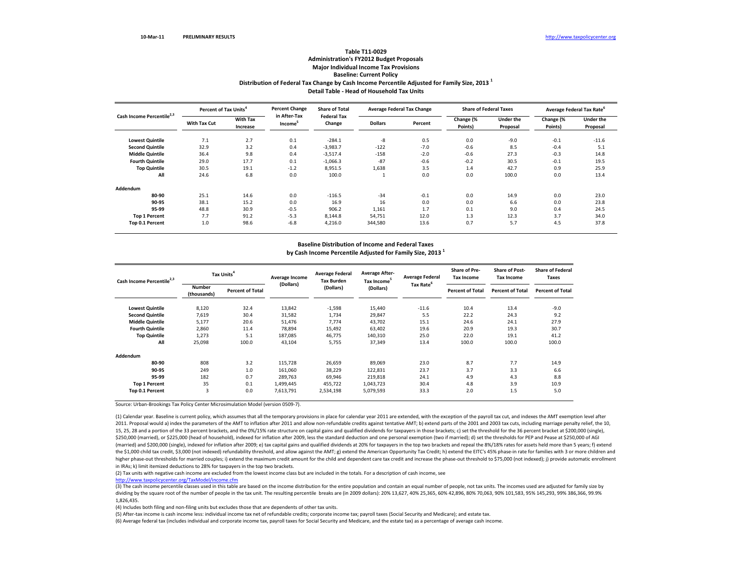10-Mar-11 PRELIMINARY RESULTS http://www.taxpolicycenter.org

**Table T11-0029**
**Administration's FY2012 Budget Proposals**
**Major Individual Income Tax Provisions**
**Baseline: Current Policy**
**Distribution of Federal Tax Change by Cash Income Percentile Adjusted for Family Size, 2013 [1]**
**Detail Table - Head of Household Tax Units**

| Cash Income Percentile[2,3] | Percent of Tax Units[4] | | Percent Change in After-Tax Income[5] | Share of Total Federal Tax Change | Average Federal Tax Change | | Share of Federal Taxes | | Average Federal Tax Rate[6] | |
|---|---|---|---|---|---|---|---|---|---|---|
| | With Tax Cut | With Tax Increase | | | Dollars | Percent | Change (% Points) | Under the Proposal | Change (% Points) | Under the Proposal |
| Lowest Quintile | 7.1 | 2.7 | 0.1 | -284.1 | -8 | 0.5 | 0.0 | -9.0 | -0.1 | -11.6 |
| Second Quintile | 32.9 | 3.2 | 0.4 | -3,983.7 | -122 | -7.0 | -0.6 | 8.5 | -0.4 | 5.1 |
| Middle Quintile | 36.4 | 9.8 | 0.4 | -3,517.4 | -158 | -2.0 | -0.6 | 27.3 | -0.3 | 14.8 |
| Fourth Quintile | 29.0 | 17.7 | 0.1 | -1,066.3 | -87 | -0.6 | -0.2 | 30.5 | -0.1 | 19.5 |
| Top Quintile | 30.5 | 19.1 | -1.2 | 8,951.5 | 1,638 | 3.5 | 1.4 | 42.7 | 0.9 | 25.9 |
| All | 24.6 | 6.8 | 0.0 | 100.0 | 1 | 0.0 | 0.0 | 100.0 | 0.0 | 13.4 |
| **Addendum** | | | | | | | | | | |
| 80-90 | 25.1 | 14.6 | 0.0 | -116.5 | -34 | -0.1 | 0.0 | 14.9 | 0.0 | 23.0 |
| 90-95 | 38.1 | 15.2 | 0.0 | 16.9 | 16 | 0.0 | 0.0 | 6.6 | 0.0 | 23.8 |
| 95-99 | 48.8 | 30.9 | -0.5 | 906.2 | 1,161 | 1.7 | 0.1 | 9.0 | 0.4 | 24.5 |
| Top 1 Percent | 7.7 | 91.2 | -5.3 | 8,144.8 | 54,751 | 12.0 | 1.3 | 12.3 | 3.7 | 34.0 |
| Top 0.1 Percent | 1.0 | 98.6 | -6.8 | 4,216.0 | 344,580 | 13.6 | 0.7 | 5.7 | 4.5 | 37.8 |

**Baseline Distribution of Income and Federal Taxes**
**by Cash Income Percentile Adjusted for Family Size, 2013 [1]**

| Cash Income Percentile[2,3] | Tax Units[4] | | Average Income (Dollars) | Average Federal Tax Burden (Dollars) | Average After-Tax Income[5] (Dollars) | Average Federal Tax Rate[6] | Share of Pre-Tax Income | Share of Post-Tax Income | Share of Federal Taxes |
|---|---|---|---|---|---|---|---|---|---|
| | Number (thousands) | Percent of Total | | | | | Percent of Total | Percent of Total | Percent of Total |
| Lowest Quintile | 8,120 | 32.4 | 13,842 | -1,598 | 15,440 | -11.6 | 10.4 | 13.4 | -9.0 |
| Second Quintile | 7,619 | 30.4 | 31,582 | 1,734 | 29,847 | 5.5 | 22.2 | 24.3 | 9.2 |
| Middle Quintile | 5,177 | 20.6 | 51,476 | 7,774 | 43,702 | 15.1 | 24.6 | 24.1 | 27.9 |
| Fourth Quintile | 2,860 | 11.4 | 78,894 | 15,492 | 63,402 | 19.6 | 20.9 | 19.3 | 30.7 |
| Top Quintile | 1,273 | 5.1 | 187,085 | 46,775 | 140,310 | 25.0 | 22.0 | 19.1 | 41.2 |
| All | 25,098 | 100.0 | 43,104 | 5,755 | 37,349 | 13.4 | 100.0 | 100.0 | 100.0 |
| **Addendum** | | | | | | | | | |
| 80-90 | 808 | 3.2 | 115,728 | 26,659 | 89,069 | 23.0 | 8.7 | 7.7 | 14.9 |
| 90-95 | 249 | 1.0 | 161,060 | 38,229 | 122,831 | 23.7 | 3.7 | 3.3 | 6.6 |
| 95-99 | 182 | 0.7 | 289,763 | 69,946 | 219,818 | 24.1 | 4.9 | 4.3 | 8.8 |
| Top 1 Percent | 35 | 0.1 | 1,499,445 | 455,722 | 1,043,723 | 30.4 | 4.8 | 3.9 | 10.9 |
| Top 0.1 Percent | 3 | 0.0 | 7,613,791 | 2,534,198 | 5,079,593 | 33.3 | 2.0 | 1.5 | 5.0 |

Source: Urban-Brookings Tax Policy Center Microsimulation Model (version 0509-7).

(1) Calendar year. Baseline is current policy, which assumes that all the temporary provisions in place for calendar year 2011 are extended, with the exception of the payroll tax cut, and indexes the AMT exemption level after 2011. Proposal would a) index the parameters of the AMT to inflation after 2011 and allow non-refundable credits against tentative AMT; b) extend parts of the 2001 and 2003 tax cuts, including marriage penalty relief, the 10, 15, 25, 28 and a portion of the 33 percent brackets, and the 0%/15% rate structure on capital gains and qualified dividends for taxpayers in those brackets; c) set the threshold for the 36 percent bracket at $200,000 (single), $250,000 (married), or $225,000 (head of household), indexed for inflation after 2009, less the standard deduction and one personal exemption (two if married); d) set the thresholds for PEP and Pease at $250,000 of AGI (married) and $200,000 (single), indexed for inflation after 2009; e) tax capital gains and qualified dividends at 20% for taxpayers in the top two brackets and repeal the 8%/18% rates for assets held more than 5 years; f) extend the $1,000 child tax credit, $3,000 (not indexed) refundability threshold, and allow against the AMT; g) extend the American Opportunity Tax Credit; h) extend the EITC's 45% phase-in rate for families with 3 or more children and higher phase-out thresholds for married couples; i) extend the maximum credit amount for the child and dependent care tax credit and increase the phase-out threshold to $75,000 (not indexed); j) provide automatic enrollment in IRAs; k) limit itemized deductions to 28% for taxpayers in the top two brackets.

(2) Tax units with negative cash income are excluded from the lowest income class but are included in the totals. For a description of cash income, see http://www.taxpolicycenter.org/TaxModel/income.cfm

(3) The cash income percentile classes used in this table are based on the income distribution for the entire population and contain an equal number of people, not tax units. The incomes used are adjusted for family size by dividing by the square root of the number of people in the tax unit. The resulting percentile breaks are (in 2009 dollars): 20% 13,627, 40% 25,365, 60% 42,896, 80% 70,063, 90% 101,583, 95% 145,293, 99% 386,366, 99.9% 1,826,435.

(4) Includes both filing and non-filing units but excludes those that are dependents of other tax units.

(5) After-tax income is cash income less: individual income tax net of refundable credits; corporate income tax; payroll taxes (Social Security and Medicare); and estate tax.

(6) Average federal tax (includes individual and corporate income tax, payroll taxes for Social Security and Medicare, and the estate tax) as a percentage of average cash income.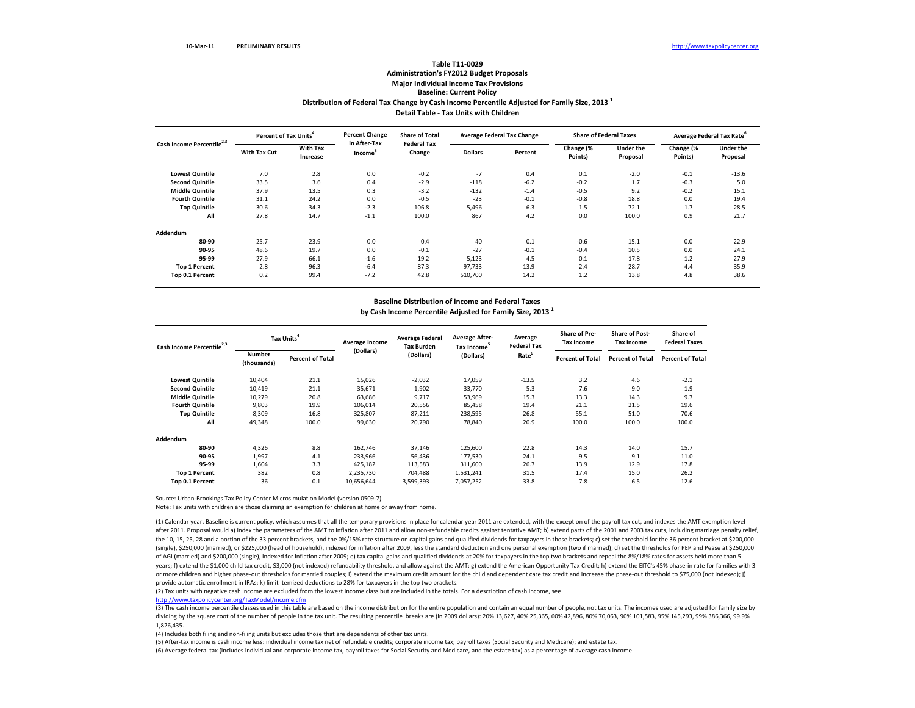10-Mar-11 PRELIMINARY RESULTS http://www.taxpolicycenter.org

**Table T11-0029**
**Administration's FY2012 Budget Proposals**
**Major Individual Income Tax Provisions**
**Baseline: Current Policy**
**Distribution of Federal Tax Change by Cash Income Percentile Adjusted for Family Size, 2013 [1]**
**Detail Table - Tax Units with Children**

| Cash Income Percentile[2,3] | Percent of Tax Units[4] | | Percent Change in After-Tax Income[5] | Share of Total Federal Tax Change | Average Federal Tax Change | | Share of Federal Taxes | | Average Federal Tax Rate[6] | |
|---|---|---|---|---|---|---|---|---|---|---|
| | With Tax Cut | With Tax Increase | | | Dollars | Percent | Change (% Points) | Under the Proposal | Change (% Points) | Under the Proposal |
| Lowest Quintile | 7.0 | 2.8 | 0.0 | -0.2 | -7 | 0.4 | 0.1 | -2.0 | -0.1 | -13.6 |
| Second Quintile | 33.5 | 3.6 | 0.4 | -2.9 | -118 | -6.2 | -0.2 | 1.7 | -0.3 | 5.0 |
| Middle Quintile | 37.9 | 13.5 | 0.3 | -3.2 | -132 | -1.4 | -0.5 | 9.2 | -0.2 | 15.1 |
| Fourth Quintile | 31.1 | 24.2 | 0.0 | -0.5 | -23 | -0.1 | -0.8 | 18.8 | 0.0 | 19.4 |
| Top Quintile | 30.6 | 34.3 | -2.3 | 106.8 | 5,496 | 6.3 | 1.5 | 72.1 | 1.7 | 28.5 |
| All | 27.8 | 14.7 | -1.1 | 100.0 | 867 | 4.2 | 0.0 | 100.0 | 0.9 | 21.7 |
| **Addendum** | | | | | | | | | | |
| 80-90 | 25.7 | 23.9 | 0.0 | 0.4 | 40 | 0.1 | -0.6 | 15.1 | 0.0 | 22.9 |
| 90-95 | 48.6 | 19.7 | 0.0 | -0.1 | -27 | -0.1 | -0.4 | 10.5 | 0.0 | 24.1 |
| 95-99 | 27.9 | 66.1 | -1.6 | 19.2 | 5,123 | 4.5 | 0.1 | 17.8 | 1.2 | 27.9 |
| Top 1 Percent | 2.8 | 96.3 | -6.4 | 87.3 | 97,733 | 13.9 | 2.4 | 28.7 | 4.4 | 35.9 |
| Top 0.1 Percent | 0.2 | 99.4 | -7.2 | 42.8 | 510,700 | 14.2 | 1.2 | 13.8 | 4.8 | 38.6 |

**Baseline Distribution of Income and Federal Taxes**
**by Cash Income Percentile Adjusted for Family Size, 2013 [1]**

| Cash Income Percentile[2,3] | Tax Units[4] | | Average Income (Dollars) | Average Federal Tax Burden (Dollars) | Average After-Tax Income[5] (Dollars) | Average Federal Tax Rate[6] | Share of Pre-Tax Income | Share of Post-Tax Income | Share of Federal Taxes |
|---|---|---|---|---|---|---|---|---|---|
| | Number (thousands) | Percent of Total | | | | | Percent of Total | Percent of Total | Percent of Total |
| Lowest Quintile | 10,404 | 21.1 | 15,026 | -2,032 | 17,059 | -13.5 | 3.2 | 4.6 | -2.1 |
| Second Quintile | 10,419 | 21.1 | 35,671 | 1,902 | 33,770 | 5.3 | 7.6 | 9.0 | 1.9 |
| Middle Quintile | 10,279 | 20.8 | 63,686 | 9,717 | 53,969 | 15.3 | 13.3 | 14.3 | 9.7 |
| Fourth Quintile | 9,803 | 19.9 | 106,014 | 20,556 | 85,458 | 19.4 | 21.1 | 21.5 | 19.6 |
| Top Quintile | 8,309 | 16.8 | 325,807 | 87,211 | 238,595 | 26.8 | 55.1 | 51.0 | 70.6 |
| All | 49,348 | 100.0 | 99,630 | 20,790 | 78,840 | 20.9 | 100.0 | 100.0 | 100.0 |
| **Addendum** | | | | | | | | | |
| 80-90 | 4,326 | 8.8 | 162,746 | 37,146 | 125,600 | 22.8 | 14.3 | 14.0 | 15.7 |
| 90-95 | 1,997 | 4.1 | 233,966 | 56,436 | 177,530 | 24.1 | 9.5 | 9.1 | 11.0 |
| 95-99 | 1,604 | 3.3 | 425,182 | 113,583 | 311,600 | 26.7 | 13.9 | 12.9 | 17.8 |
| Top 1 Percent | 382 | 0.8 | 2,235,730 | 704,488 | 1,531,241 | 31.5 | 17.4 | 15.0 | 26.2 |
| Top 0.1 Percent | 36 | 0.1 | 10,656,644 | 3,599,393 | 7,057,252 | 33.8 | 7.8 | 6.5 | 12.6 |

Source: Urban-Brookings Tax Policy Center Microsimulation Model (version 0509-7).

Note: Tax units with children are those claiming an exemption for children at home or away from home.

(1) Calendar year. Baseline is current policy, which assumes that all the temporary provisions in place for calendar year 2011 are extended, with the exception of the payroll tax cut, and indexes the AMT exemption level after 2011. Proposal would a) index the parameters of the AMT to inflation after 2011 and allow non-refundable credits against tentative AMT; b) extend parts of the 2001 and 2003 tax cuts, including marriage penalty relief, the 10, 15, 25, 28 and a portion of the 33 percent brackets, and the 0%/15% rate structure on capital gains and qualified dividends for taxpayers in those brackets; c) set the threshold for the 36 percent bracket at $200,000 (single), $250,000 (married), or $225,000 (head of household), indexed for inflation after 2009, less the standard deduction and one personal exemption (two if married); d) set the thresholds for PEP and Pease at $250,000 of AGI (married) and $200,000 (single), indexed for inflation after 2009; e) tax capital gains and qualified dividends at 20% for taxpayers in the top two brackets and repeal the 8%/18% rates for assets held more than 5 years; f) extend the $1,000 child tax credit, $3,000 (not indexed) refundability threshold, and allow against the AMT; g) extend the American Opportunity Tax Credit; h) extend the EITC's 45% phase-in rate for families with 3 or more children and higher phase-out thresholds for married couples; i) extend the maximum credit amount for the child and dependent care tax credit and increase the phase-out threshold to $75,000 (not indexed); j) provide automatic enrollment in IRAs; k) limit itemized deductions to 28% for taxpayers in the top two brackets.

(2) Tax units with negative cash income are excluded from the lowest income class but are included in the totals. For a description of cash income, see http://www.taxpolicycenter.org/TaxModel/income.cfm

(3) The cash income percentile classes used in this table are based on the income distribution for the entire population and contain an equal number of people, not tax units. The incomes used are adjusted for family size by dividing by the square root of the number of people in the tax unit. The resulting percentile breaks are (in 2009 dollars): 20% 13,627, 40% 25,365, 60% 42,896, 80% 70,063, 90% 101,583, 95% 145,293, 99% 386,366, 99.9% 1,826,435.

(4) Includes both filing and non-filing units but excludes those that are dependents of other tax units.

(5) After-tax income is cash income less: individual income tax net of refundable credits; corporate income tax; payroll taxes (Social Security and Medicare); and estate tax.

(6) Average federal tax (includes individual and corporate income tax, payroll taxes for Social Security and Medicare, and the estate tax) as a percentage of average cash income.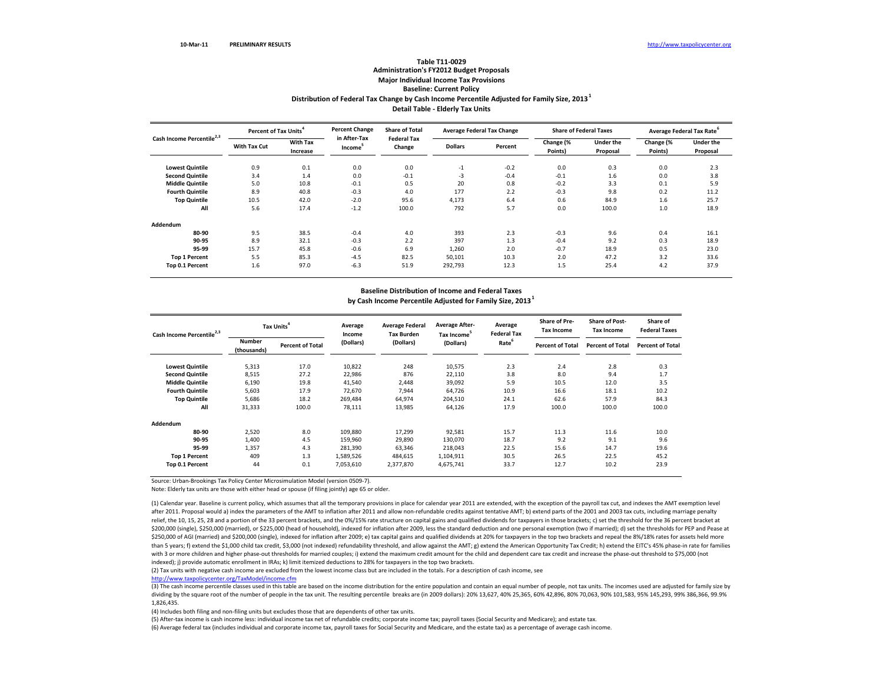10-Mar-11 PRELIMINARY RESULTS http://www.taxpolicycenter.org

### Table T11-0029
### Administration's FY2012 Budget Proposals
### Major Individual Income Tax Provisions
### Baseline: Current Policy
### Distribution of Federal Tax Change by Cash Income Percentile Adjusted for Family Size, 2013 [1]
### Detail Table - Elderly Tax Units

| Cash Income Percentile [2,3] | Percent of Tax Units [4] | | Percent Change in After-Tax Income [5] | Share of Total Federal Tax Change | Average Federal Tax Change | | Share of Federal Taxes | | Average Federal Tax Rate [6] | |
|---|---|---|---|---|---|---|---|---|---|---|
| | With Tax Cut | With Tax Increase | | | Dollars | Percent | Change (% Points) | Under the Proposal | Change (% Points) | Under the Proposal |
| Lowest Quintile | 0.9 | 0.1 | 0.0 | 0.0 | -1 | -0.2 | 0.0 | 0.3 | 0.0 | 2.3 |
| Second Quintile | 3.4 | 1.4 | 0.0 | -0.1 | -3 | -0.4 | -0.1 | 1.6 | 0.0 | 3.8 |
| Middle Quintile | 5.0 | 10.8 | -0.1 | 0.5 | 20 | 0.8 | -0.2 | 3.3 | 0.1 | 5.9 |
| Fourth Quintile | 8.9 | 40.8 | -0.3 | 4.0 | 177 | 2.2 | -0.3 | 9.8 | 0.2 | 11.2 |
| Top Quintile | 10.5 | 42.0 | -2.0 | 95.6 | 4,173 | 6.4 | 0.6 | 84.9 | 1.6 | 25.7 |
| All | 5.6 | 17.4 | -1.2 | 100.0 | 792 | 5.7 | 0.0 | 100.0 | 1.0 | 18.9 |
| **Addendum** | | | | | | | | | | |
| 80-90 | 9.5 | 38.5 | -0.4 | 4.0 | 393 | 2.3 | -0.3 | 9.6 | 0.4 | 16.1 |
| 90-95 | 8.9 | 32.1 | -0.3 | 2.2 | 397 | 1.3 | -0.4 | 9.2 | 0.3 | 18.9 |
| 95-99 | 15.7 | 45.8 | -0.6 | 6.9 | 1,260 | 2.0 | -0.7 | 18.9 | 0.5 | 23.0 |
| Top 1 Percent | 5.5 | 85.3 | -4.5 | 82.5 | 50,101 | 10.3 | 2.0 | 47.2 | 3.2 | 33.6 |
| Top 0.1 Percent | 1.6 | 97.0 | -6.3 | 51.9 | 292,793 | 12.3 | 1.5 | 25.4 | 4.2 | 37.9 |

### Baseline Distribution of Income and Federal Taxes by Cash Income Percentile Adjusted for Family Size, 2013 [1]

| Cash Income Percentile [2,3] | Tax Units [4] | | Average Income (Dollars) | Average Federal Tax Burden (Dollars) | Average After-Tax Income [5] (Dollars) | Average Federal Tax Rate [6] | Share of Pre-Tax Income | Share of Post-Tax Income | Share of Federal Taxes |
|---|---|---|---|---|---|---|---|---|---|
| | Number (thousands) | Percent of Total | | | | | Percent of Total | Percent of Total | Percent of Total |
| Lowest Quintile | 5,313 | 17.0 | 10,822 | 248 | 10,575 | 2.3 | 2.4 | 2.8 | 0.3 |
| Second Quintile | 8,515 | 27.2 | 22,986 | 876 | 22,110 | 3.8 | 8.0 | 9.4 | 1.7 |
| Middle Quintile | 6,190 | 19.8 | 41,540 | 2,448 | 39,092 | 5.9 | 10.5 | 12.0 | 3.5 |
| Fourth Quintile | 5,603 | 17.9 | 72,670 | 7,944 | 64,726 | 10.9 | 16.6 | 18.1 | 10.2 |
| Top Quintile | 5,686 | 18.2 | 269,484 | 64,974 | 204,510 | 24.1 | 62.6 | 57.9 | 84.3 |
| All | 31,333 | 100.0 | 78,111 | 13,985 | 64,126 | 17.9 | 100.0 | 100.0 | 100.0 |
| **Addendum** | | | | | | | | | |
| 80-90 | 2,520 | 8.0 | 109,880 | 17,299 | 92,581 | 15.7 | 11.3 | 11.6 | 10.0 |
| 90-95 | 1,400 | 4.5 | 159,960 | 29,890 | 130,070 | 18.7 | 9.2 | 9.1 | 9.6 |
| 95-99 | 1,357 | 4.3 | 281,390 | 63,346 | 218,043 | 22.5 | 15.6 | 14.7 | 19.6 |
| Top 1 Percent | 409 | 1.3 | 1,589,526 | 484,615 | 1,104,911 | 30.5 | 26.5 | 22.5 | 45.2 |
| Top 0.1 Percent | 44 | 0.1 | 7,053,610 | 2,377,870 | 4,675,741 | 33.7 | 12.7 | 10.2 | 23.9 |

Source: Urban-Brookings Tax Policy Center Microsimulation Model (version 0509-7).

Note: Elderly tax units are those with either head or spouse (if filing jointly) age 65 or older.

(1) Calendar year. Baseline is current policy, which assumes that all the temporary provisions in place for calendar year 2011 are extended, with the exception of the payroll tax cut, and indexes the AMT exemption level after 2011. Proposal would a) index the parameters of the AMT to inflation after 2011 and allow non-refundable credits against tentative AMT; b) extend parts of the 2001 and 2003 tax cuts, including marriage penalty relief, the 10, 15, 25, 28 and a portion of the 33 percent brackets, and the 0%/15% rate structure on capital gains and qualified dividends for taxpayers in those brackets; c) set the threshold for the 36 percent bracket at $200,000 (single), $250,000 (married), or $225,000 (head of household), indexed for inflation after 2009, less the standard deduction and one personal exemption (two if married); d) set the thresholds for PEP and Pease at $250,000 of AGI (married) and $200,000 (single), indexed for inflation after 2009; e) tax capital gains and qualified dividends at 20% for taxpayers in the top two brackets and repeal the 8%/18% rates for assets held more than 5 years; f) extend the $1,000 child tax credit, $3,000 (not indexed) refundability threshold, and allow against the AMT; g) extend the American Opportunity Tax Credit; h) extend the EITC's 45% phase-in rate for families with 3 or more children and higher phase-out thresholds for married couples; i) extend the maximum credit amount for the child and dependent care tax credit and increase the phase-out threshold to $75,000 (not indexed); j) provide automatic enrollment in IRAs; k) limit itemized deductions to 28% for taxpayers in the top two brackets.

(2) Tax units with negative cash income are excluded from the lowest income class but are included in the totals. For a description of cash income, see http://www.taxpolicycenter.org/TaxModel/income.cfm

(3) The cash income percentile classes used in this table are based on the income distribution for the entire population and contain an equal number of people, not tax units. The incomes used are adjusted for family size by dividing by the square root of the number of people in the tax unit. The resulting percentile breaks are (in 2009 dollars): 20% 13,627, 40% 25,365, 60% 42,896, 80% 70,063, 90% 101,583, 95% 145,293, 99% 386,366, 99.9% 1,826,435.

(4) Includes both filing and non-filing units but excludes those that are dependents of other tax units.

(5) After-tax income is cash income less: individual income tax net of refundable credits; corporate income tax; payroll taxes (Social Security and Medicare); and estate tax.

(6) Average federal tax (includes individual and corporate income tax, payroll taxes for Social Security and Medicare, and the estate tax) as a percentage of average cash income.